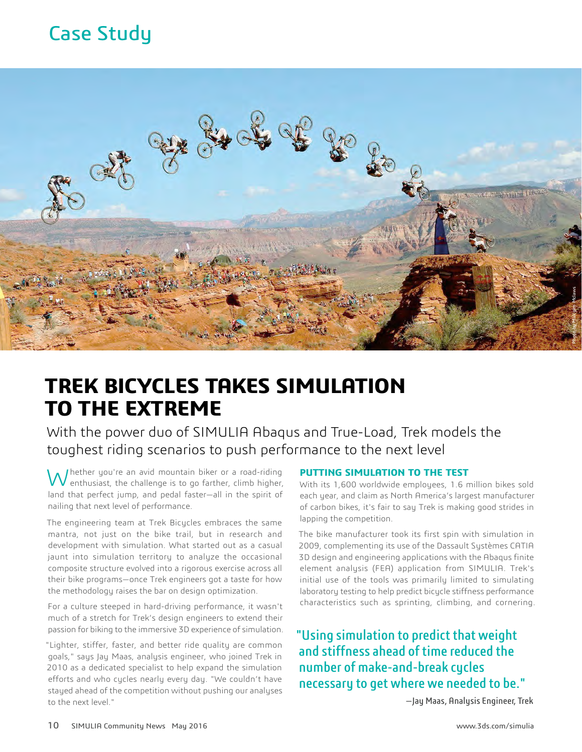Case Study

# TREK BICYCLES TAKES SIMULATION TO THE EXTREME

## With the power duo of SIMULIA Abaqus and True-Load, Trek models the toughest riding scenarios to push performance to the next level

Whether you're an avid mountain biker or a road-riding enthusiast, the challenge is to go farther, climb higher, land that perfect jump, and pedal faster—all in the spirit of nailing that next level of performance.

The engineering team at Trek Bicycles embraces the same mantra, not just on the bike trail, but in research and development with simulation. What started out as a casual jaunt into simulation territory to analyze the occasional composite structure evolved into a rigorous exercise across all their bike programs—once Trek engineers got a taste for how the methodology raises the bar on design optimization.

For a culture steeped in hard-driving performance, it wasn't much of a stretch for Trek's design engineers to extend their passion for biking to the immersive 3D experience of simulation.

"Lighter, stiffer, faster, and better ride quality are common goals," says Jay Maas, analysis engineer, who joined Trek in 2010 as a dedicated specialist to help expand the simulation efforts and who cycles nearly every day. "We couldn't have stayed ahead of the competition without pushing our analyses to the next level."

### PUTTING SIMULATION TO THE TEST

With its 1,600 worldwide employees, 1.6 million bikes sold each year, and claim as North America's largest manufacturer of carbon bikes, it's fair to say Trek is making good strides in lapping the competition.

The bike manufacturer took its first spin with simulation in 2009, complementing its use of the Dassault Systèmes CATIA 3D design and engineering applications with the Abaqus finite element analysis (FEA) application from SIMULIA. Trek's initial use of the tools was primarily limited to simulating laboratory testing to help predict bicycle stiffness performance characteristics such as sprinting, climbing, and cornering.

> "Using simulation to predict that weight and stiffness ahead of time reduced the number of make-and-break cycles necessary to get where we needed to be."
>
> —Jay Maas, Analysis Engineer, Trek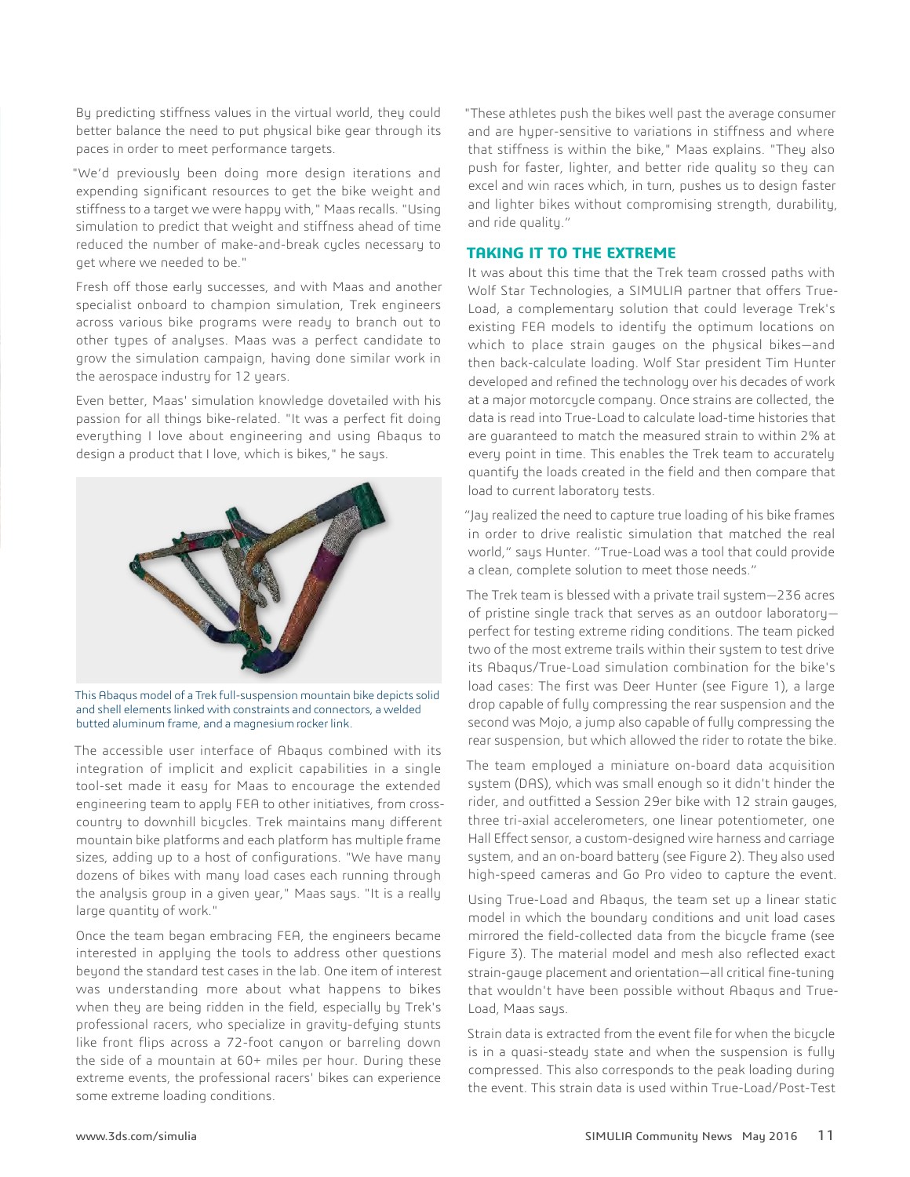By predicting stiffness values in the virtual world, they could better balance the need to put physical bike gear through its paces in order to meet performance targets.

"We'd previously been doing more design iterations and expending significant resources to get the bike weight and stiffness to a target we were happy with," Maas recalls. "Using simulation to predict that weight and stiffness ahead of time reduced the number of make-and-break cycles necessary to get where we needed to be."

Fresh off those early successes, and with Maas and another specialist onboard to champion simulation, Trek engineers across various bike programs were ready to branch out to other types of analyses. Maas was a perfect candidate to grow the simulation campaign, having done similar work in the aerospace industry for 12 years.

Even better, Maas' simulation knowledge dovetailed with his passion for all things bike-related. "It was a perfect fit doing everything I love about engineering and using Abaqus to design a product that I love, which is bikes," he says.

This Abaqus model of a Trek full-suspension mountain bike depicts solid and shell elements linked with constraints and connectors, a welded butted aluminum frame, and a magnesium rocker link.

The accessible user interface of Abaqus combined with its integration of implicit and explicit capabilities in a single tool-set made it easy for Maas to encourage the extended engineering team to apply FEA to other initiatives, from cross-country to downhill bicycles. Trek maintains many different mountain bike platforms and each platform has multiple frame sizes, adding up to a host of configurations. "We have many dozens of bikes with many load cases each running through the analysis group in a given year," Maas says. "It is a really large quantity of work."

Once the team began embracing FEA, the engineers became interested in applying the tools to address other questions beyond the standard test cases in the lab. One item of interest was understanding more about what happens to bikes when they are being ridden in the field, especially by Trek's professional racers, who specialize in gravity-defying stunts like front flips across a 72-foot canyon or barreling down the side of a mountain at 60+ miles per hour. During these extreme events, the professional racers' bikes can experience some extreme loading conditions.

"These athletes push the bikes well past the average consumer and are hyper-sensitive to variations in stiffness and where that stiffness is within the bike," Maas explains. "They also push for faster, lighter, and better ride quality so they can excel and win races which, in turn, pushes us to design faster and lighter bikes without compromising strength, durability, and ride quality."

## TAKING IT TO THE EXTREME

It was about this time that the Trek team crossed paths with Wolf Star Technologies, a SIMULIA partner that offers True-Load, a complementary solution that could leverage Trek's existing FEA models to identify the optimum locations on which to place strain gauges on the physical bikes—and then back-calculate loading. Wolf Star president Tim Hunter developed and refined the technology over his decades of work at a major motorcycle company. Once strains are collected, the data is read into True-Load to calculate load-time histories that are guaranteed to match the measured strain to within 2% at every point in time. This enables the Trek team to accurately quantify the loads created in the field and then compare that load to current laboratory tests.

"Jay realized the need to capture true loading of his bike frames in order to drive realistic simulation that matched the real world," says Hunter. "True-Load was a tool that could provide a clean, complete solution to meet those needs."

The Trek team is blessed with a private trail system—236 acres of pristine single track that serves as an outdoor laboratory—perfect for testing extreme riding conditions. The team picked two of the most extreme trails within their system to test drive its Abaqus/True-Load simulation combination for the bike's load cases: The first was Deer Hunter (see Figure 1), a large drop capable of fully compressing the rear suspension and the second was Mojo, a jump also capable of fully compressing the rear suspension, but which allowed the rider to rotate the bike.

The team employed a miniature on-board data acquisition system (DAS), which was small enough so it didn't hinder the rider, and outfitted a Session 29er bike with 12 strain gauges, three tri-axial accelerometers, one linear potentiometer, one Hall Effect sensor, a custom-designed wire harness and carriage system, and an on-board battery (see Figure 2). They also used high-speed cameras and Go Pro video to capture the event.

Using True-Load and Abaqus, the team set up a linear static model in which the boundary conditions and unit load cases mirrored the field-collected data from the bicycle frame (see Figure 3). The material model and mesh also reflected exact strain-gauge placement and orientation—all critical fine-tuning that wouldn't have been possible without Abaqus and True-Load, Maas says.

Strain data is extracted from the event file for when the bicycle is in a quasi-steady state and when the suspension is fully compressed. This also corresponds to the peak loading during the event. This strain data is used within True-Load/Post-Test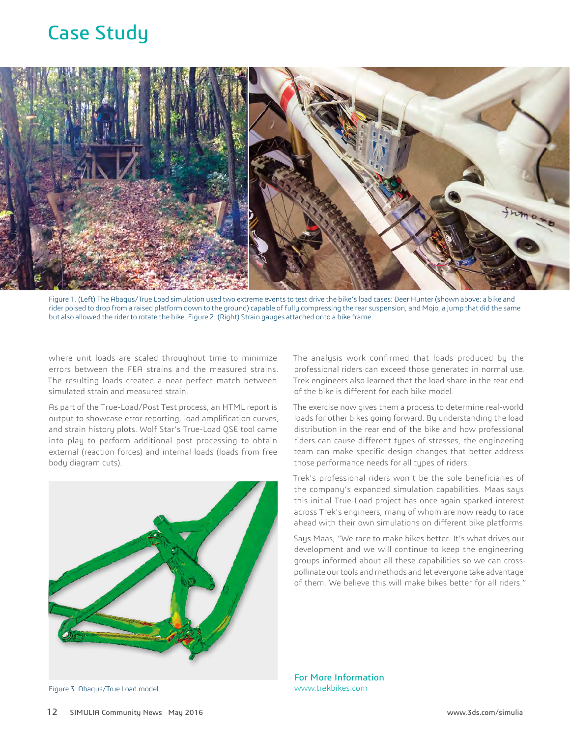# Case Study

Figure 1. (Left) The Abaqus/True Load simulation used two extreme events to test drive the bike's load cases: Deer Hunter (shown above: a bike and rider poised to drop from a raised platform down to the ground) capable of fully compressing the rear suspension, and Mojo, a jump that did the same but also allowed the rider to rotate the bike. Figure 2. (Right) Strain gauges attached onto a bike frame.

where unit loads are scaled throughout time to minimize errors between the FEA strains and the measured strains. The resulting loads created a near perfect match between simulated strain and measured strain.

As part of the True-Load/Post Test process, an HTML report is output to showcase error reporting, load amplification curves, and strain history plots. Wolf Star's True-Load QSE tool came into play to perform additional post processing to obtain external (reaction forces) and internal loads (loads from free body diagram cuts).

Figure 3. Abaqus/True Load model.

The analysis work confirmed that loads produced by the professional riders can exceed those generated in normal use. Trek engineers also learned that the load share in the rear end of the bike is different for each bike model.

The exercise now gives them a process to determine real-world loads for other bikes going forward. By understanding the load distribution in the rear end of the bike and how professional riders can cause different types of stresses, the engineering team can make specific design changes that better address those performance needs for all types of riders.

Trek's professional riders won't be the sole beneficiaries of the company's expanded simulation capabilities. Maas says this initial True-Load project has once again sparked interest across Trek's engineers, many of whom are now ready to race ahead with their own simulations on different bike platforms.

Says Maas, "We race to make bikes better. It's what drives our development and we will continue to keep the engineering groups informed about all these capabilities so we can cross-pollinate our tools and methods and let everyone take advantage of them. We believe this will make bikes better for all riders."

## For More Information

www.trekbikes.com